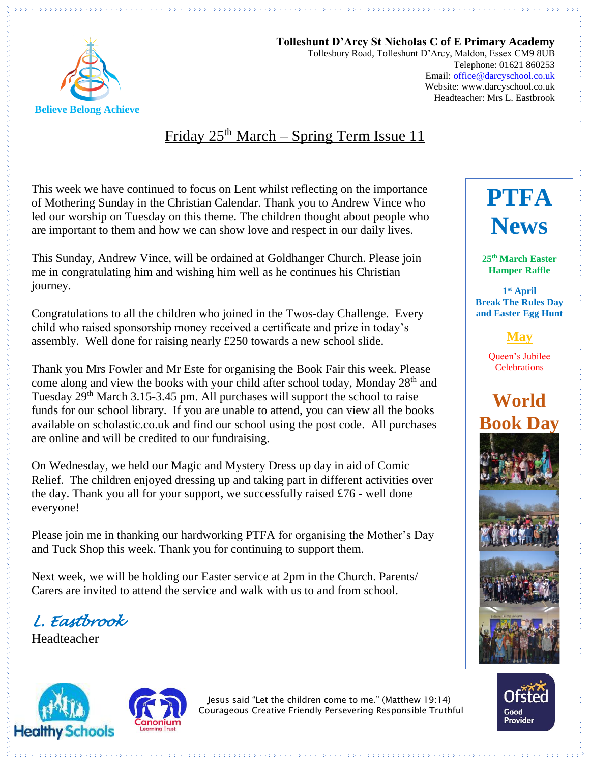**Tolleshunt D'Arcy St Nicholas C of E Primary Academy**
Tollesbury Road, Tolleshunt D'Arcy, Maldon, Essex CM9 8UB
Telephone: 01621 860253
Email: office@darcyschool.co.uk
Website: www.darcyschool.co.uk
Headteacher: Mrs L. Eastbrook

Believe Belong Achieve

# Friday 25th March – Spring Term Issue 11

This week we have continued to focus on Lent whilst reflecting on the importance of Mothering Sunday in the Christian Calendar. Thank you to Andrew Vince who led our worship on Tuesday on this theme. The children thought about people who are important to them and how we can show love and respect in our daily lives.

This Sunday, Andrew Vince, will be ordained at Goldhanger Church. Please join me in congratulating him and wishing him well as he continues his Christian journey.

Congratulations to all the children who joined in the Twos-day Challenge. Every child who raised sponsorship money received a certificate and prize in today's assembly. Well done for raising nearly £250 towards a new school slide.

Thank you Mrs Fowler and Mr Este for organising the Book Fair this week. Please come along and view the books with your child after school today, Monday 28th and Tuesday 29th March 3.15-3.45 pm. All purchases will support the school to raise funds for our school library. If you are unable to attend, you can view all the books available on scholastic.co.uk and find our school using the post code. All purchases are online and will be credited to our fundraising.

On Wednesday, we held our Magic and Mystery Dress up day in aid of Comic Relief. The children enjoyed dressing up and taking part in different activities over the day. Thank you all for your support, we successfully raised £76 - well done everyone!

Please join me in thanking our hardworking PTFA for organising the Mother's Day and Tuck Shop this week. Thank you for continuing to support them.

Next week, we will be holding our Easter service at 2pm in the Church. Parents/ Carers are invited to attend the service and walk with us to and from school.

*L. Eastbrook*
Headteacher

## PTFA News

**25th March Easter Hamper Raffle**

**1st April Break The Rules Day and Easter Egg Hunt**

**May**

Queen's Jubilee Celebrations

## World Book Day

Jesus said "Let the children come to me." (Matthew 19:14)
Courageous Creative Friendly Persevering Responsible Truthful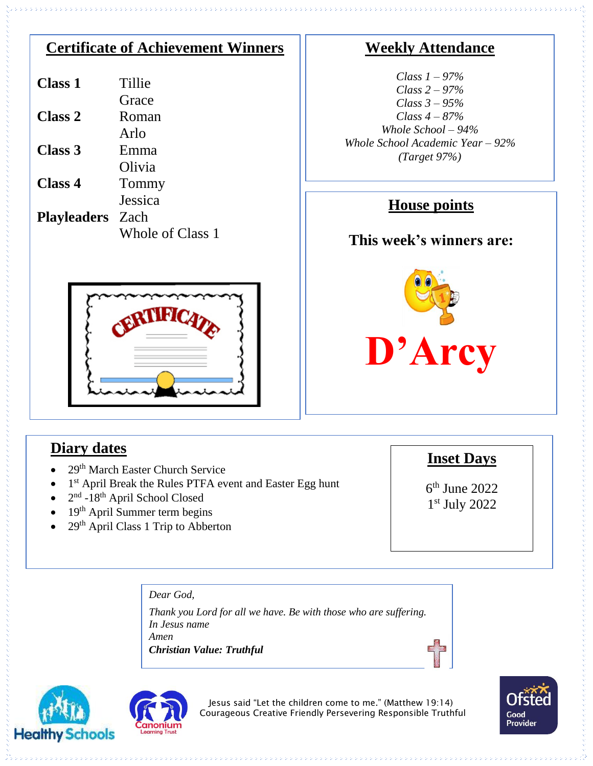## Certificate of Achievement Winners

| | |
|---|---|
| **Class 1** | Tillie |
| | Grace |
| **Class 2** | Roman |
| | Arlo |
| **Class 3** | Emma |
| | Olivia |
| **Class 4** | Tommy |
| | Jessica |
| **Playleaders** | Zach |
| | Whole of Class 1 |

## Weekly Attendance

*Class 1 – 97%*
*Class 2 – 97%*
*Class 3 – 95%*
*Class 4 – 87%*
*Whole School – 94%*
*Whole School Academic Year – 92%*
*(Target 97%)*

## House points

**This week's winners are:**

**D'Arcy**

## Diary dates

- 29th March Easter Church Service
- 1st April Break the Rules PTFA event and Easter Egg hunt
- 2nd -18th April School Closed
- 19th April Summer term begins
- 29th April Class 1 Trip to Abberton

## Inset Days

6th June 2022
1st July 2022

*Dear God,*

*Thank you Lord for all we have. Be with those who are suffering.*
*In Jesus name*
*Amen*
***Christian Value: Truthful***

Healthy Schools

Canonium Learning Trust

Jesus said "Let the children come to me." (Matthew 19:14)
Courageous Creative Friendly Persevering Responsible Truthful

Ofsted Good Provider